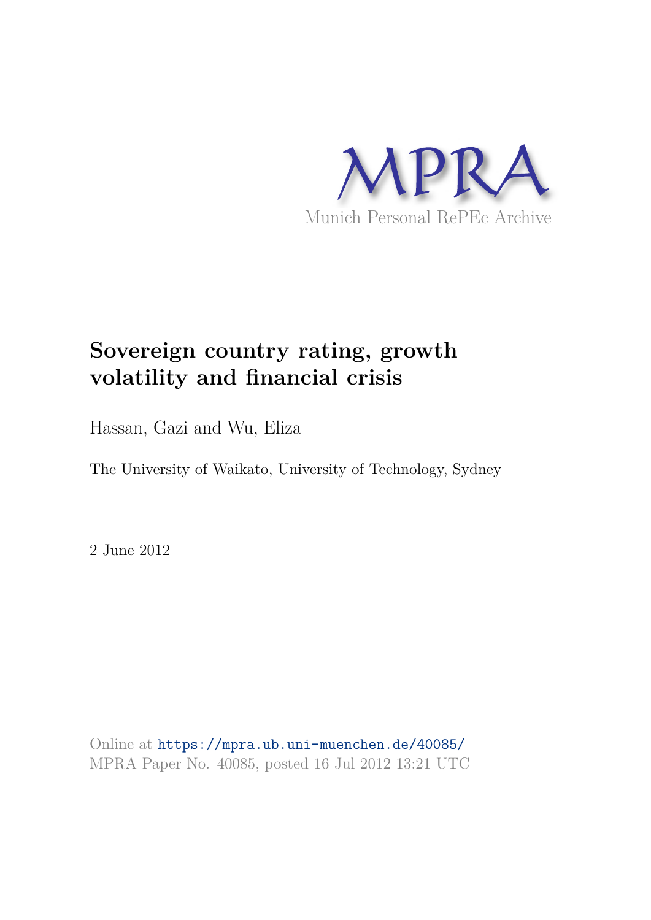MPRA

Munich Personal RePEc Archive

# Sovereign country rating, growth volatility and financial crisis

Hassan, Gazi and Wu, Eliza

The University of Waikato, University of Technology, Sydney

2 June 2012

Online at https://mpra.ub.uni-muenchen.de/40085/
MPRA Paper No. 40085, posted 16 Jul 2012 13:21 UTC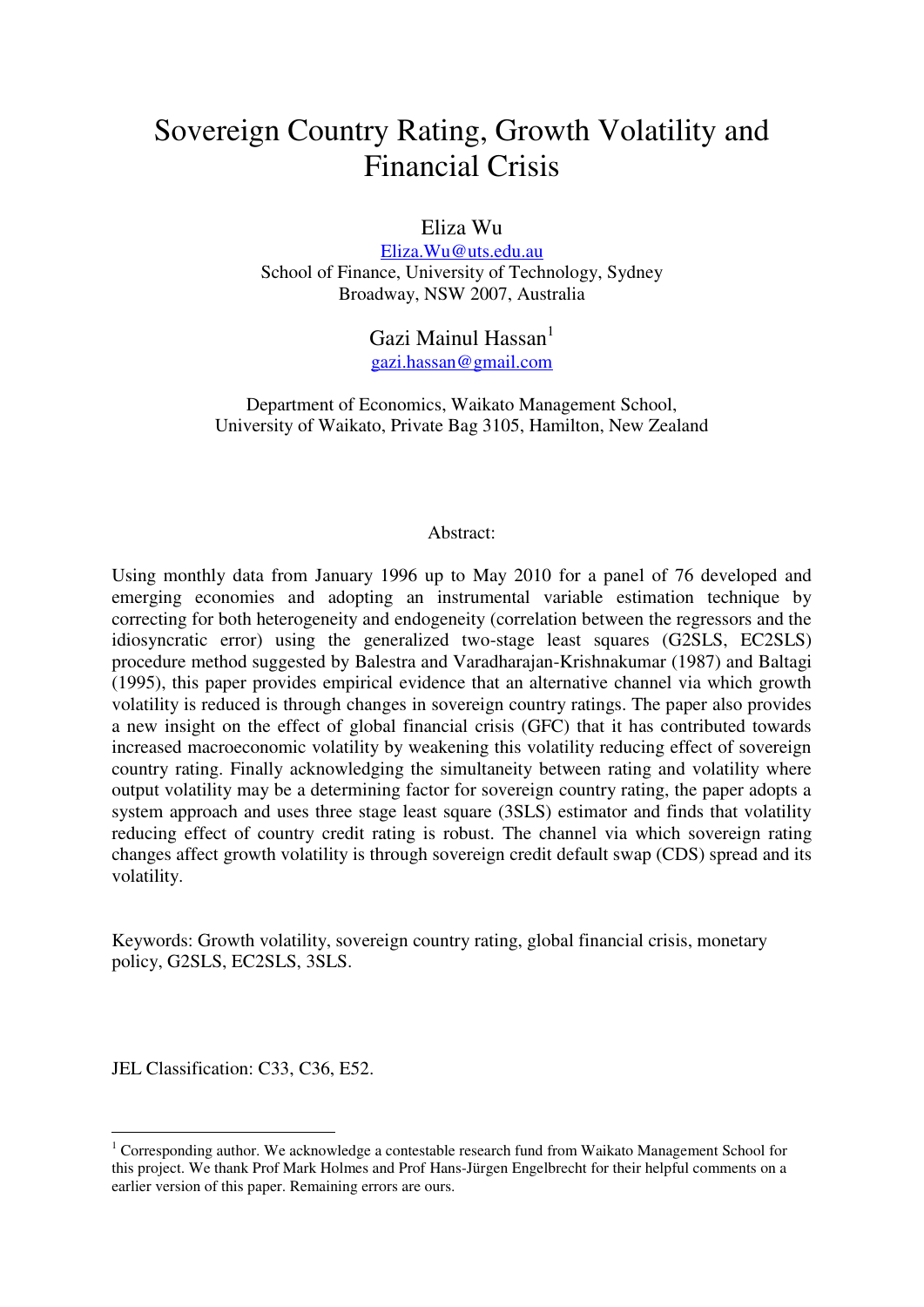# Sovereign Country Rating, Growth Volatility and Financial Crisis

Eliza Wu

Eliza.Wu@uts.edu.au

School of Finance, University of Technology, Sydney
Broadway, NSW 2007, Australia

Gazi Mainul Hassan[1]

gazi.hassan@gmail.com

Department of Economics, Waikato Management School,
University of Waikato, Private Bag 3105, Hamilton, New Zealand

Abstract:

Using monthly data from January 1996 up to May 2010 for a panel of 76 developed and emerging economies and adopting an instrumental variable estimation technique by correcting for both heterogeneity and endogeneity (correlation between the regressors and the idiosyncratic error) using the generalized two-stage least squares (G2SLS, EC2SLS) procedure method suggested by Balestra and Varadharajan-Krishnakumar (1987) and Baltagi (1995), this paper provides empirical evidence that an alternative channel via which growth volatility is reduced is through changes in sovereign country ratings. The paper also provides a new insight on the effect of global financial crisis (GFC) that it has contributed towards increased macroeconomic volatility by weakening this volatility reducing effect of sovereign country rating. Finally acknowledging the simultaneity between rating and volatility where output volatility may be a determining factor for sovereign country rating, the paper adopts a system approach and uses three stage least square (3SLS) estimator and finds that volatility reducing effect of country credit rating is robust. The channel via which sovereign rating changes affect growth volatility is through sovereign credit default swap (CDS) spread and its volatility.

Keywords: Growth volatility, sovereign country rating, global financial crisis, monetary policy, G2SLS, EC2SLS, 3SLS.

JEL Classification: C33, C36, E52.

[1] Corresponding author. We acknowledge a contestable research fund from Waikato Management School for this project. We thank Prof Mark Holmes and Prof Hans-Jürgen Engelbrecht for their helpful comments on a earlier version of this paper. Remaining errors are ours.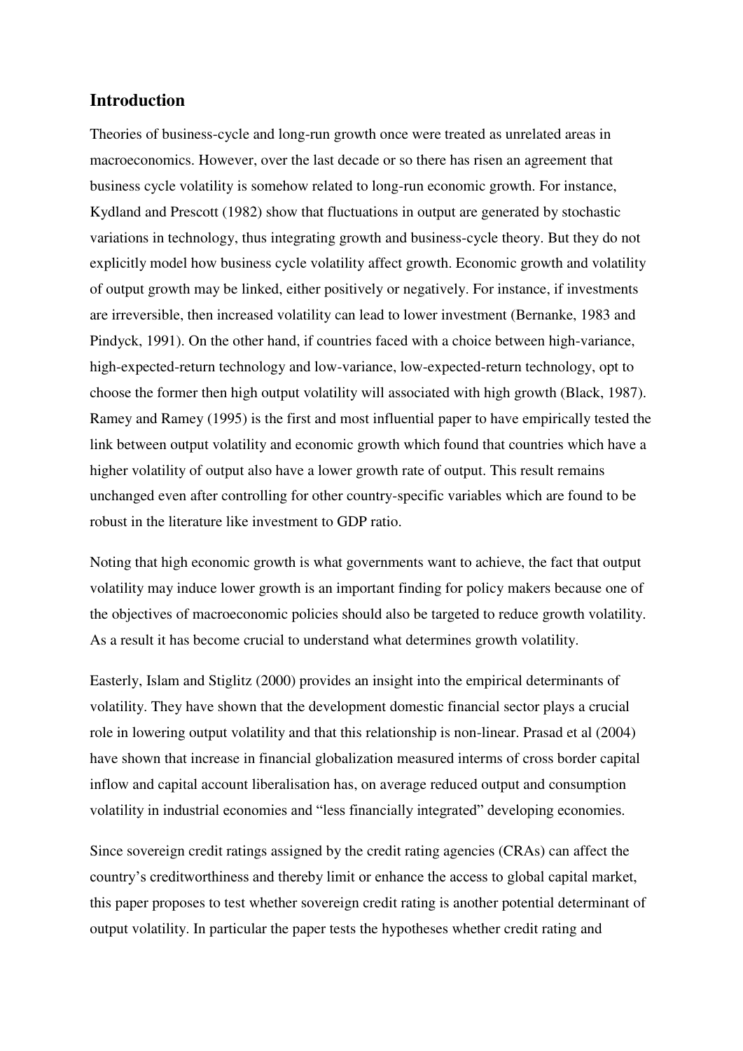## Introduction

Theories of business-cycle and long-run growth once were treated as unrelated areas in macroeconomics. However, over the last decade or so there has risen an agreement that business cycle volatility is somehow related to long-run economic growth. For instance, Kydland and Prescott (1982) show that fluctuations in output are generated by stochastic variations in technology, thus integrating growth and business-cycle theory. But they do not explicitly model how business cycle volatility affect growth. Economic growth and volatility of output growth may be linked, either positively or negatively. For instance, if investments are irreversible, then increased volatility can lead to lower investment (Bernanke, 1983 and Pindyck, 1991). On the other hand, if countries faced with a choice between high-variance, high-expected-return technology and low-variance, low-expected-return technology, opt to choose the former then high output volatility will associated with high growth (Black, 1987). Ramey and Ramey (1995) is the first and most influential paper to have empirically tested the link between output volatility and economic growth which found that countries which have a higher volatility of output also have a lower growth rate of output. This result remains unchanged even after controlling for other country-specific variables which are found to be robust in the literature like investment to GDP ratio.

Noting that high economic growth is what governments want to achieve, the fact that output volatility may induce lower growth is an important finding for policy makers because one of the objectives of macroeconomic policies should also be targeted to reduce growth volatility. As a result it has become crucial to understand what determines growth volatility.

Easterly, Islam and Stiglitz (2000) provides an insight into the empirical determinants of volatility. They have shown that the development domestic financial sector plays a crucial role in lowering output volatility and that this relationship is non-linear. Prasad et al (2004) have shown that increase in financial globalization measured interms of cross border capital inflow and capital account liberalisation has, on average reduced output and consumption volatility in industrial economies and "less financially integrated" developing economies.

Since sovereign credit ratings assigned by the credit rating agencies (CRAs) can affect the country's creditworthiness and thereby limit or enhance the access to global capital market, this paper proposes to test whether sovereign credit rating is another potential determinant of output volatility. In particular the paper tests the hypotheses whether credit rating and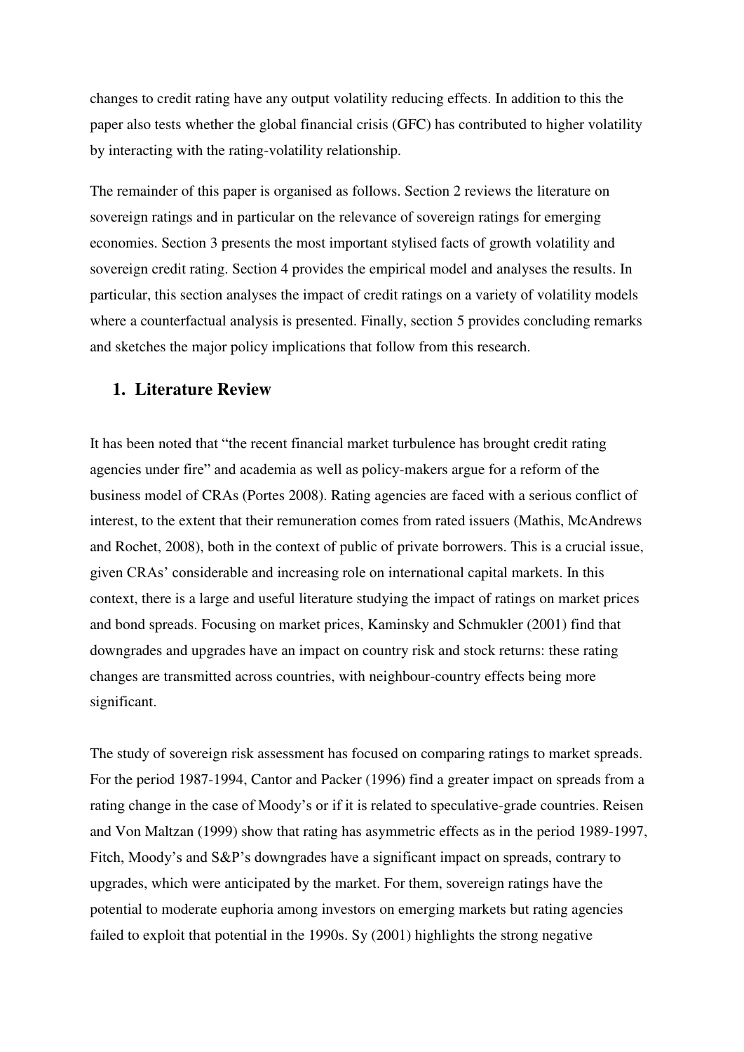changes to credit rating have any output volatility reducing effects. In addition to this the paper also tests whether the global financial crisis (GFC) has contributed to higher volatility by interacting with the rating-volatility relationship.

The remainder of this paper is organised as follows. Section 2 reviews the literature on sovereign ratings and in particular on the relevance of sovereign ratings for emerging economies. Section 3 presents the most important stylised facts of growth volatility and sovereign credit rating. Section 4 provides the empirical model and analyses the results. In particular, this section analyses the impact of credit ratings on a variety of volatility models where a counterfactual analysis is presented. Finally, section 5 provides concluding remarks and sketches the major policy implications that follow from this research.

## 1. Literature Review

It has been noted that "the recent financial market turbulence has brought credit rating agencies under fire" and academia as well as policy-makers argue for a reform of the business model of CRAs (Portes 2008). Rating agencies are faced with a serious conflict of interest, to the extent that their remuneration comes from rated issuers (Mathis, McAndrews and Rochet, 2008), both in the context of public of private borrowers. This is a crucial issue, given CRAs' considerable and increasing role on international capital markets. In this context, there is a large and useful literature studying the impact of ratings on market prices and bond spreads. Focusing on market prices, Kaminsky and Schmukler (2001) find that downgrades and upgrades have an impact on country risk and stock returns: these rating changes are transmitted across countries, with neighbour-country effects being more significant.

The study of sovereign risk assessment has focused on comparing ratings to market spreads. For the period 1987-1994, Cantor and Packer (1996) find a greater impact on spreads from a rating change in the case of Moody's or if it is related to speculative-grade countries. Reisen and Von Maltzan (1999) show that rating has asymmetric effects as in the period 1989-1997, Fitch, Moody's and S&P's downgrades have a significant impact on spreads, contrary to upgrades, which were anticipated by the market. For them, sovereign ratings have the potential to moderate euphoria among investors on emerging markets but rating agencies failed to exploit that potential in the 1990s. Sy (2001) highlights the strong negative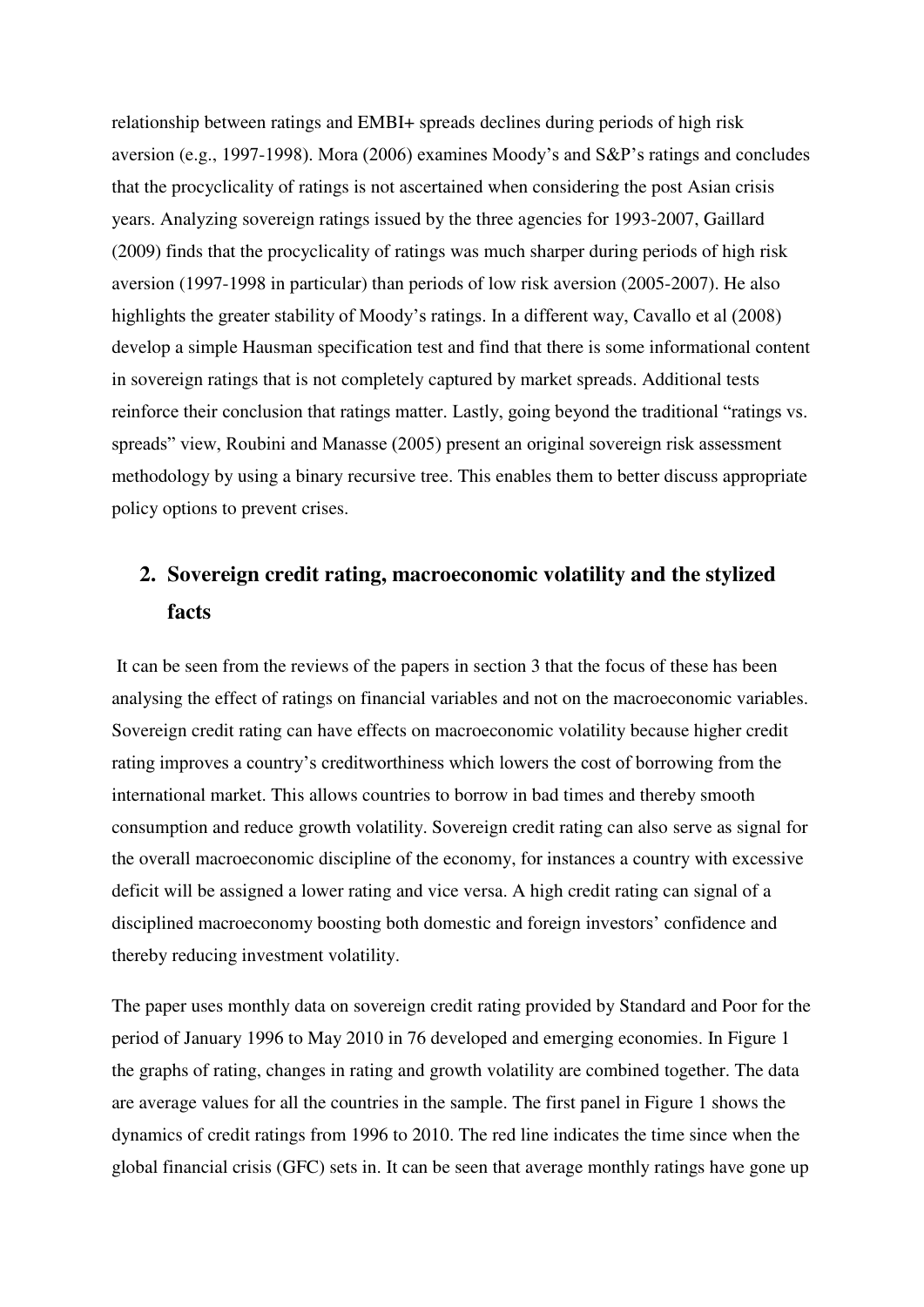relationship between ratings and EMBI+ spreads declines during periods of high risk aversion (e.g., 1997-1998). Mora (2006) examines Moody's and S&P's ratings and concludes that the procyclicality of ratings is not ascertained when considering the post Asian crisis years. Analyzing sovereign ratings issued by the three agencies for 1993-2007, Gaillard (2009) finds that the procyclicality of ratings was much sharper during periods of high risk aversion (1997-1998 in particular) than periods of low risk aversion (2005-2007). He also highlights the greater stability of Moody's ratings. In a different way, Cavallo et al (2008) develop a simple Hausman specification test and find that there is some informational content in sovereign ratings that is not completely captured by market spreads. Additional tests reinforce their conclusion that ratings matter. Lastly, going beyond the traditional "ratings vs. spreads" view, Roubini and Manasse (2005) present an original sovereign risk assessment methodology by using a binary recursive tree. This enables them to better discuss appropriate policy options to prevent crises.

## 2. Sovereign credit rating, macroeconomic volatility and the stylized facts

It can be seen from the reviews of the papers in section 3 that the focus of these has been analysing the effect of ratings on financial variables and not on the macroeconomic variables. Sovereign credit rating can have effects on macroeconomic volatility because higher credit rating improves a country's creditworthiness which lowers the cost of borrowing from the international market. This allows countries to borrow in bad times and thereby smooth consumption and reduce growth volatility. Sovereign credit rating can also serve as signal for the overall macroeconomic discipline of the economy, for instances a country with excessive deficit will be assigned a lower rating and vice versa. A high credit rating can signal of a disciplined macroeconomy boosting both domestic and foreign investors' confidence and thereby reducing investment volatility.

The paper uses monthly data on sovereign credit rating provided by Standard and Poor for the period of January 1996 to May 2010 in 76 developed and emerging economies. In Figure 1 the graphs of rating, changes in rating and growth volatility are combined together. The data are average values for all the countries in the sample. The first panel in Figure 1 shows the dynamics of credit ratings from 1996 to 2010. The red line indicates the time since when the global financial crisis (GFC) sets in. It can be seen that average monthly ratings have gone up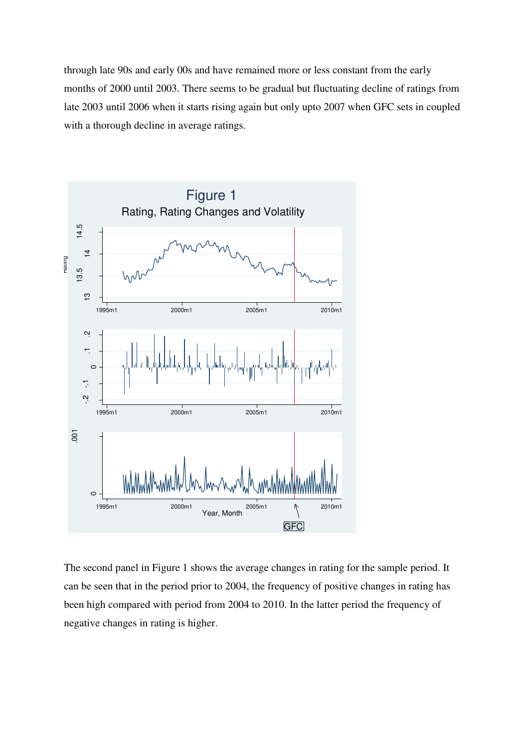through late 90s and early 00s and have remained more or less constant from the early months of 2000 until 2003. There seems to be gradual but fluctuating decline of ratings from late 2003 until 2006 when it starts rising again but only upto 2007 when GFC sets in coupled with a thorough decline in average ratings.

Figure 1

Rating, Rating Changes and Volatility

The second panel in Figure 1 shows the average changes in rating for the sample period. It can be seen that in the period prior to 2004, the frequency of positive changes in rating has been high compared with period from 2004 to 2010. In the latter period the frequency of negative changes in rating is higher.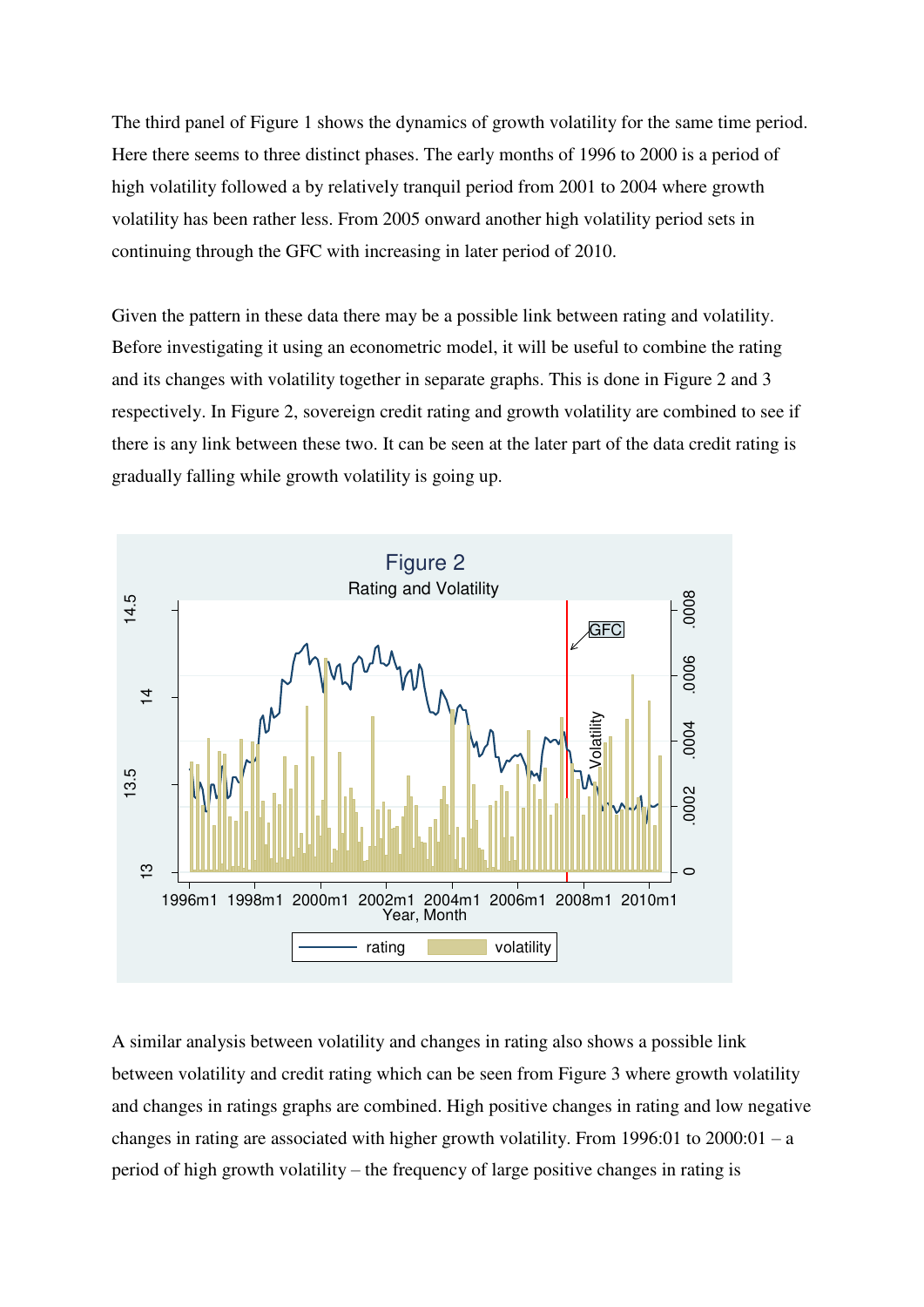The third panel of Figure 1 shows the dynamics of growth volatility for the same time period. Here there seems to three distinct phases. The early months of 1996 to 2000 is a period of high volatility followed a by relatively tranquil period from 2001 to 2004 where growth volatility has been rather less. From 2005 onward another high volatility period sets in continuing through the GFC with increasing in later period of 2010.

Given the pattern in these data there may be a possible link between rating and volatility. Before investigating it using an econometric model, it will be useful to combine the rating and its changes with volatility together in separate graphs. This is done in Figure 2 and 3 respectively. In Figure 2, sovereign credit rating and growth volatility are combined to see if there is any link between these two. It can be seen at the later part of the data credit rating is gradually falling while growth volatility is going up.

Figure 2

Rating and Volatility

A similar analysis between volatility and changes in rating also shows a possible link between volatility and credit rating which can be seen from Figure 3 where growth volatility and changes in ratings graphs are combined. High positive changes in rating and low negative changes in rating are associated with higher growth volatility. From 1996:01 to 2000:01 – a period of high growth volatility – the frequency of large positive changes in rating is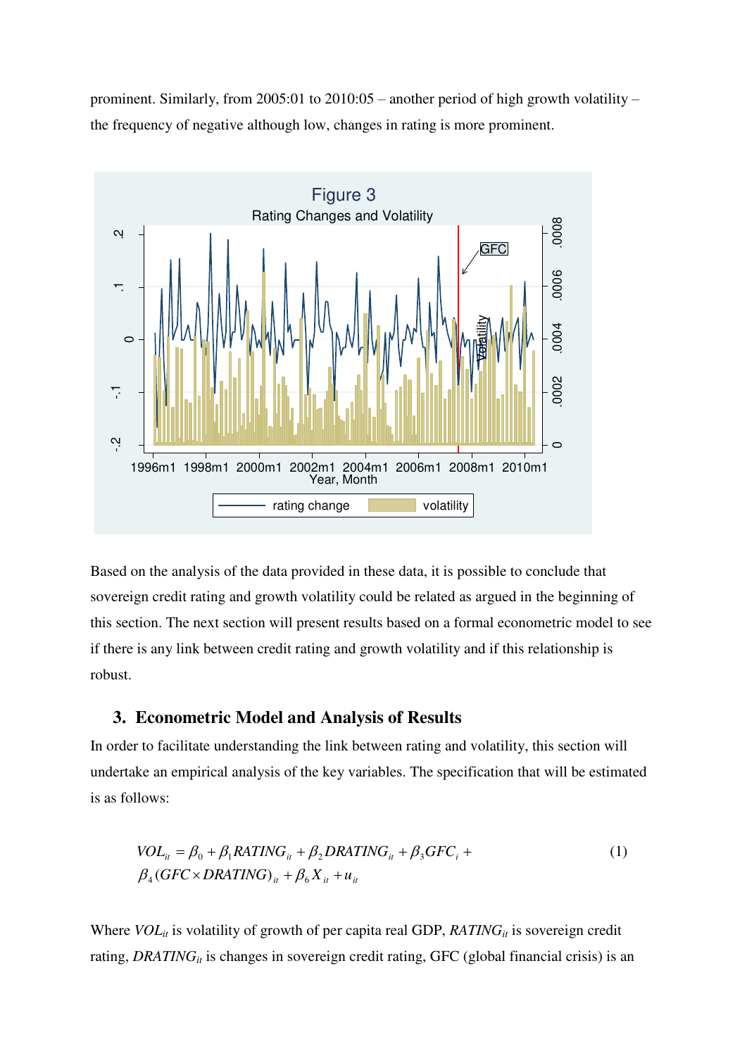prominent. Similarly, from 2005:01 to 2010:05 – another period of high growth volatility – the frequency of negative although low, changes in rating is more prominent.

Figure 3
Rating Changes and Volatility

Based on the analysis of the data provided in these data, it is possible to conclude that sovereign credit rating and growth volatility could be related as argued in the beginning of this section. The next section will present results based on a formal econometric model to see if there is any link between credit rating and growth volatility and if this relationship is robust.

## 3. Econometric Model and Analysis of Results

In order to facilitate understanding the link between rating and volatility, this section will undertake an empirical analysis of the key variables. The specification that will be estimated is as follows:

$$VOL_{it} = \beta_0 + \beta_1 RATING_{it} + \beta_2 DRATING_{it} + \beta_3 GFC_i + \beta_4 (GFC \times DRATING)_{it} + \beta_6 X_{it} + u_{it} \qquad (1)$$

Where $VOL_{it}$ is volatility of growth of per capita real GDP, $RATING_{it}$ is sovereign credit rating, $DRATING_{it}$ is changes in sovereign credit rating, GFC (global financial crisis) is an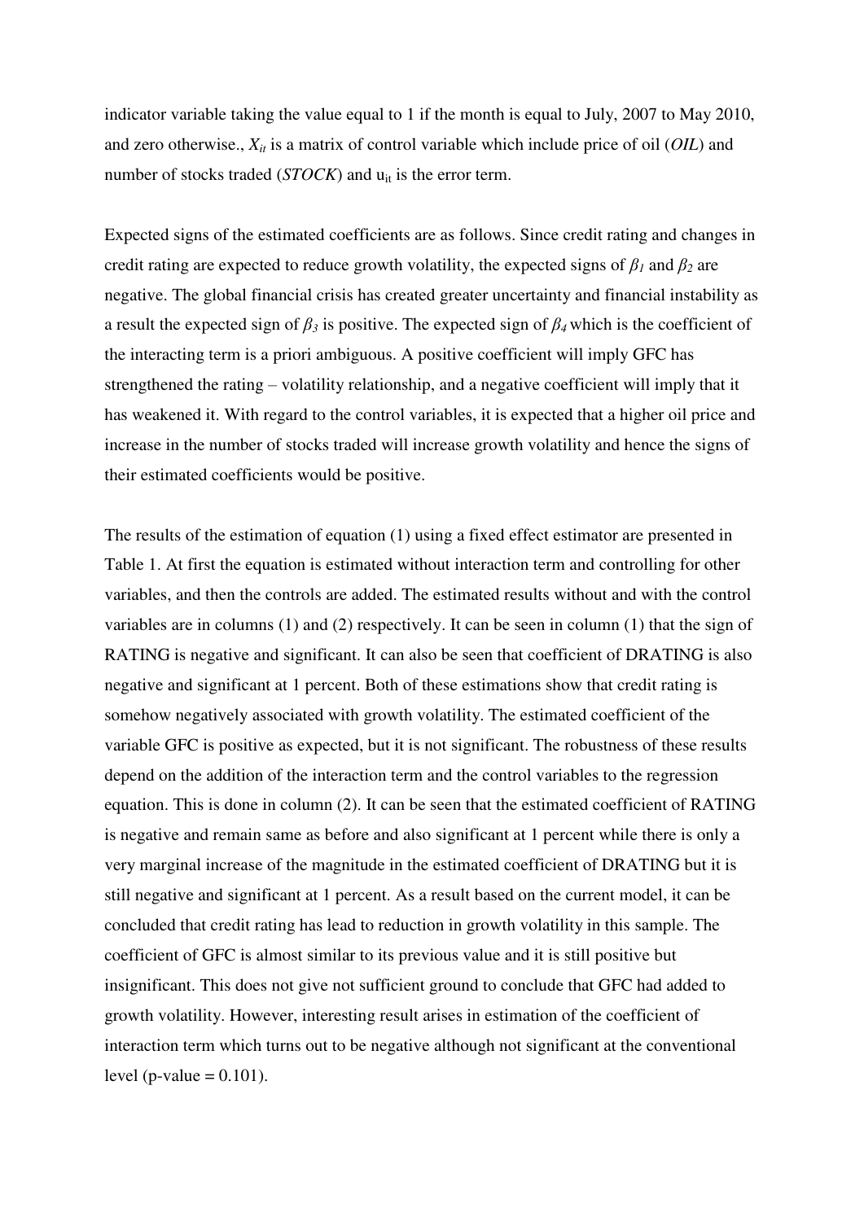indicator variable taking the value equal to 1 if the month is equal to July, 2007 to May 2010, and zero otherwise., $X_{it}$ is a matrix of control variable which include price of oil (*OIL*) and number of stocks traded (*STOCK*) and $u_{it}$ is the error term.

Expected signs of the estimated coefficients are as follows. Since credit rating and changes in credit rating are expected to reduce growth volatility, the expected signs of $\beta_1$ and $\beta_2$ are negative. The global financial crisis has created greater uncertainty and financial instability as a result the expected sign of $\beta_3$ is positive. The expected sign of $\beta_4$ which is the coefficient of the interacting term is a priori ambiguous. A positive coefficient will imply GFC has strengthened the rating – volatility relationship, and a negative coefficient will imply that it has weakened it. With regard to the control variables, it is expected that a higher oil price and increase in the number of stocks traded will increase growth volatility and hence the signs of their estimated coefficients would be positive.

The results of the estimation of equation (1) using a fixed effect estimator are presented in Table 1. At first the equation is estimated without interaction term and controlling for other variables, and then the controls are added. The estimated results without and with the control variables are in columns (1) and (2) respectively. It can be seen in column (1) that the sign of RATING is negative and significant. It can also be seen that coefficient of DRATING is also negative and significant at 1 percent. Both of these estimations show that credit rating is somehow negatively associated with growth volatility. The estimated coefficient of the variable GFC is positive as expected, but it is not significant. The robustness of these results depend on the addition of the interaction term and the control variables to the regression equation. This is done in column (2). It can be seen that the estimated coefficient of RATING is negative and remain same as before and also significant at 1 percent while there is only a very marginal increase of the magnitude in the estimated coefficient of DRATING but it is still negative and significant at 1 percent. As a result based on the current model, it can be concluded that credit rating has lead to reduction in growth volatility in this sample. The coefficient of GFC is almost similar to its previous value and it is still positive but insignificant. This does not give not sufficient ground to conclude that GFC had added to growth volatility. However, interesting result arises in estimation of the coefficient of interaction term which turns out to be negative although not significant at the conventional level (p-value = 0.101).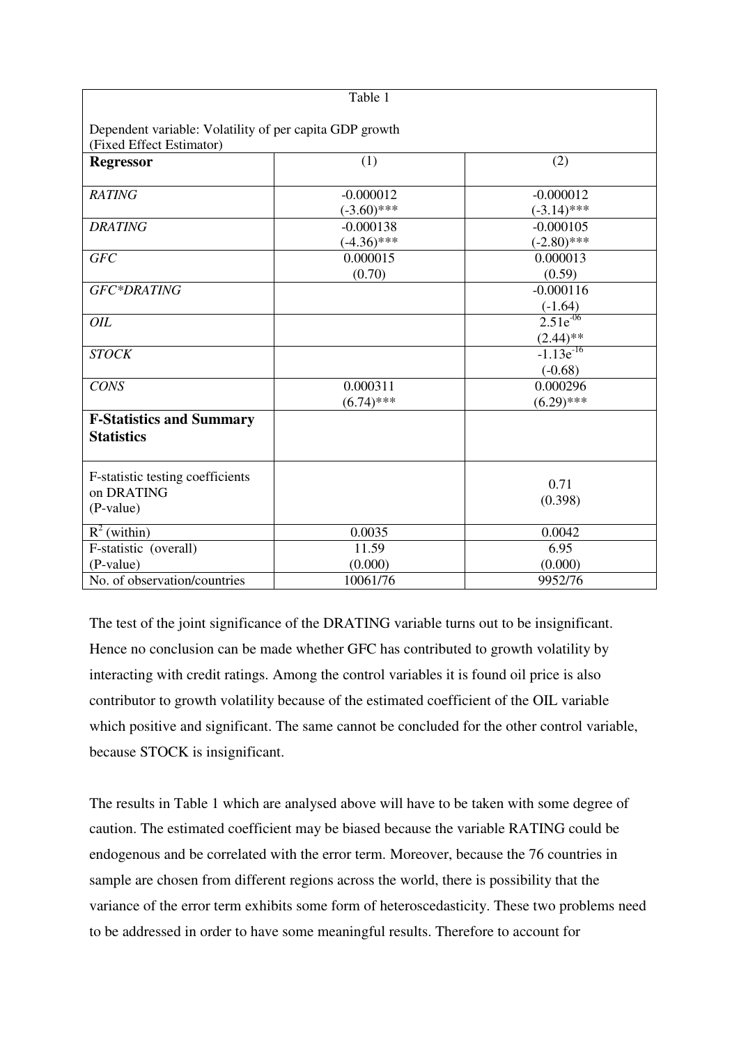Table 1

Dependent variable: Volatility of per capita GDP growth
(Fixed Effect Estimator)

| **Regressor** | (1) | (2) |
|---|---|---|
| *RATING* | -0.000012<br>(-3.60)*** | -0.000012<br>(-3.14)*** |
| *DRATING* | -0.000138<br>(-4.36)*** | -0.000105<br>(-2.80)*** |
| *GFC* | 0.000015<br>(0.70) | 0.000013<br>(0.59) |
| *GFC*DRATING* | | -0.000116<br>(-1.64) |
| *OIL* | | $2.51e^{-06}$<br>(2.44)** |
| *STOCK* | | $-1.13e^{-16}$<br>(-0.68) |
| *CONS* | 0.000311<br>(6.74)*** | 0.000296<br>(6.29)*** |
| **F-Statistics and Summary Statistics** | | |
| F-statistic testing coefficients on DRATING<br>(P-value) | | 0.71<br>(0.398) |
| $R^2$ (within) | 0.0035 | 0.0042 |
| F-statistic (overall)<br>(P-value) | 11.59<br>(0.000) | 6.95<br>(0.000) |
| No. of observation/countries | 10061/76 | 9952/76 |

The test of the joint significance of the DRATING variable turns out to be insignificant. Hence no conclusion can be made whether GFC has contributed to growth volatility by interacting with credit ratings. Among the control variables it is found oil price is also contributor to growth volatility because of the estimated coefficient of the OIL variable which positive and significant. The same cannot be concluded for the other control variable, because STOCK is insignificant.

The results in Table 1 which are analysed above will have to be taken with some degree of caution. The estimated coefficient may be biased because the variable RATING could be endogenous and be correlated with the error term. Moreover, because the 76 countries in sample are chosen from different regions across the world, there is possibility that the variance of the error term exhibits some form of heteroscedasticity. These two problems need to be addressed in order to have some meaningful results. Therefore to account for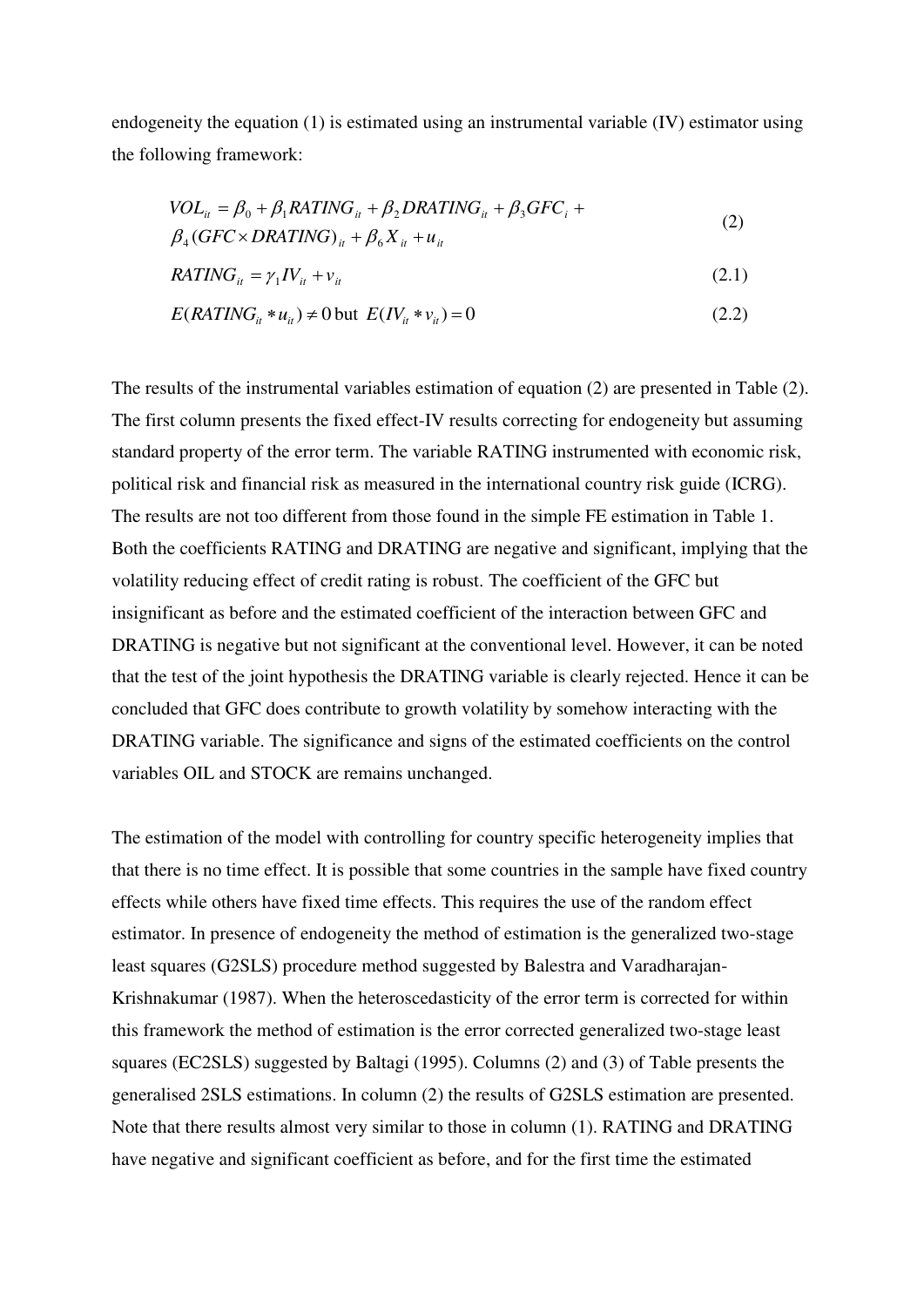endogeneity the equation (1) is estimated using an instrumental variable (IV) estimator using the following framework:

$$VOL_{it} = \beta_0 + \beta_1 RATING_{it} + \beta_2 DRATING_{it} + \beta_3 GFC_i + \beta_4 (GFC \times DRATING)_{it} + \beta_6 X_{it} + u_{it} \tag{2}$$

$$RATING_{it} = \gamma_1 IV_{it} + v_{it} \tag{2.1}$$

$$E(RATING_{it} * u_{it}) \neq 0 \text{ but } E(IV_{it} * v_{it}) = 0 \tag{2.2}$$

The results of the instrumental variables estimation of equation (2) are presented in Table (2). The first column presents the fixed effect-IV results correcting for endogeneity but assuming standard property of the error term. The variable RATING instrumented with economic risk, political risk and financial risk as measured in the international country risk guide (ICRG). The results are not too different from those found in the simple FE estimation in Table 1. Both the coefficients RATING and DRATING are negative and significant, implying that the volatility reducing effect of credit rating is robust. The coefficient of the GFC but insignificant as before and the estimated coefficient of the interaction between GFC and DRATING is negative but not significant at the conventional level. However, it can be noted that the test of the joint hypothesis the DRATING variable is clearly rejected. Hence it can be concluded that GFC does contribute to growth volatility by somehow interacting with the DRATING variable. The significance and signs of the estimated coefficients on the control variables OIL and STOCK are remains unchanged.

The estimation of the model with controlling for country specific heterogeneity implies that that there is no time effect. It is possible that some countries in the sample have fixed country effects while others have fixed time effects. This requires the use of the random effect estimator. In presence of endogeneity the method of estimation is the generalized two-stage least squares (G2SLS) procedure method suggested by Balestra and Varadharajan-Krishnakumar (1987). When the heteroscedasticity of the error term is corrected for within this framework the method of estimation is the error corrected generalized two-stage least squares (EC2SLS) suggested by Baltagi (1995). Columns (2) and (3) of Table presents the generalised 2SLS estimations. In column (2) the results of G2SLS estimation are presented. Note that there results almost very similar to those in column (1). RATING and DRATING have negative and significant coefficient as before, and for the first time the estimated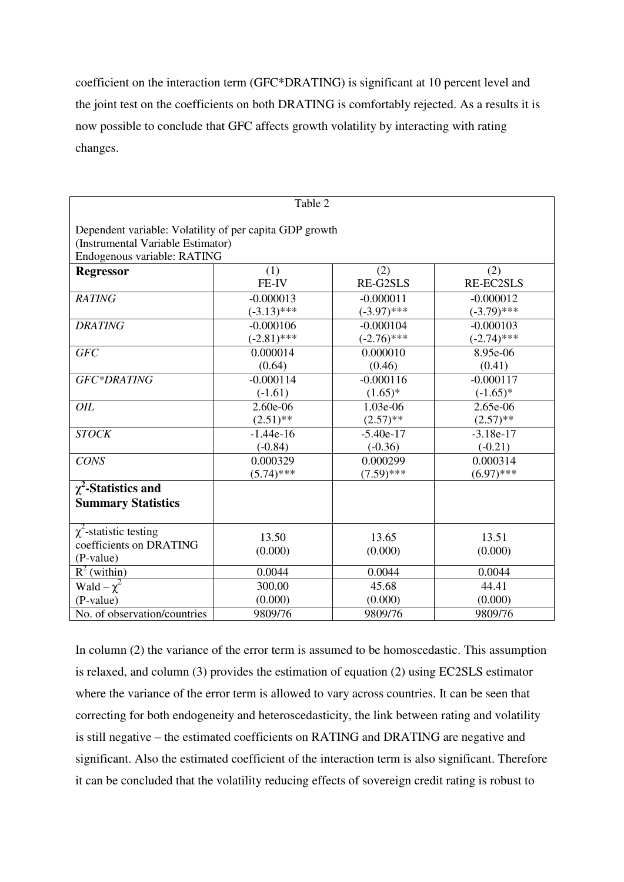coefficient on the interaction term (GFC*DRATING) is significant at 10 percent level and the joint test on the coefficients on both DRATING is comfortably rejected. As a results it is now possible to conclude that GFC affects growth volatility by interacting with rating changes.

| Table 2 | | | |
|---|---|---|---|
| Dependent variable: Volatility of per capita GDP growth<br>(Instrumental Variable Estimator)<br>Endogenous variable: RATING | | | |
| **Regressor** | (1)<br>FE-IV | (2)<br>RE-G2SLS | (2)<br>RE-EC2SLS |
| *RATING* | -0.000013<br>(-3.13)*** | -0.000011<br>(-3.97)*** | -0.000012<br>(-3.79)*** |
| *DRATING* | -0.000106<br>(-2.81)*** | -0.000104<br>(-2.76)*** | -0.000103<br>(-2.74)*** |
| *GFC* | 0.000014<br>(0.64) | 0.000010<br>(0.46) | 8.95e-06<br>(0.41) |
| *GFC*DRATING* | -0.000114<br>(-1.61) | -0.000116<br>(1.65)* | -0.000117<br>(-1.65)* |
| *OIL* | 2.60e-06<br>(2.51)** | 1.03e-06<br>(2.57)** | 2.65e-06<br>(2.57)** |
| *STOCK* | -1.44e-16<br>(-0.84) | -5.40e-17<br>(-0.36) | -3.18e-17<br>(-0.21) |
| *CONS* | 0.000329<br>(5.74)*** | 0.000299<br>(7.59)*** | 0.000314<br>(6.97)*** |
| **$\chi^2$-Statistics and Summary Statistics** | | | |
| $\chi^2$-statistic testing coefficients on DRATING (P-value) | 13.50<br>(0.000) | 13.65<br>(0.000) | 13.51<br>(0.000) |
| $R^2$ (within) | 0.0044 | 0.0044 | 0.0044 |
| Wald – $\chi^2$<br>(P-value) | 300.00<br>(0.000) | 45.68<br>(0.000) | 44.41<br>(0.000) |
| No. of observation/countries | 9809/76 | 9809/76 | 9809/76 |

In column (2) the variance of the error term is assumed to be homoscedastic. This assumption is relaxed, and column (3) provides the estimation of equation (2) using EC2SLS estimator where the variance of the error term is allowed to vary across countries. It can be seen that correcting for both endogeneity and heteroscedasticity, the link between rating and volatility is still negative – the estimated coefficients on RATING and DRATING are negative and significant. Also the estimated coefficient of the interaction term is also significant. Therefore it can be concluded that the volatility reducing effects of sovereign credit rating is robust to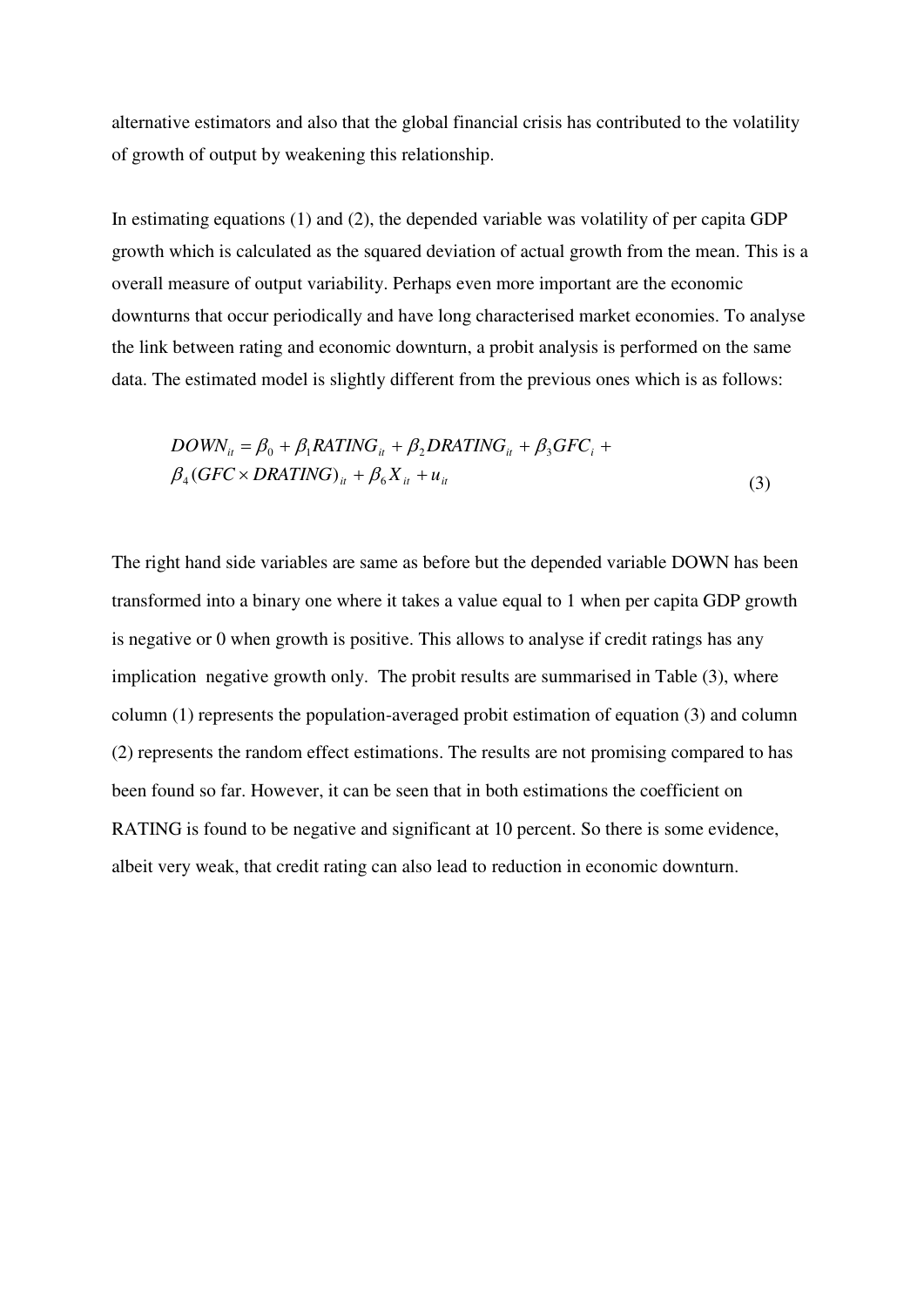alternative estimators and also that the global financial crisis has contributed to the volatility of growth of output by weakening this relationship.

In estimating equations (1) and (2), the depended variable was volatility of per capita GDP growth which is calculated as the squared deviation of actual growth from the mean. This is a overall measure of output variability. Perhaps even more important are the economic downturns that occur periodically and have long characterised market economies. To analyse the link between rating and economic downturn, a probit analysis is performed on the same data. The estimated model is slightly different from the previous ones which is as follows:

$$DOWN_{it} = \beta_0 + \beta_1 RATING_{it} + \beta_2 DRATING_{it} + \beta_3 GFC_i + \beta_4 (GFC \times DRATING)_{it} + \beta_6 X_{it} + u_{it} \tag{3}$$

The right hand side variables are same as before but the depended variable DOWN has been transformed into a binary one where it takes a value equal to 1 when per capita GDP growth is negative or 0 when growth is positive. This allows to analyse if credit ratings has any implication  negative growth only.  The probit results are summarised in Table (3), where column (1) represents the population-averaged probit estimation of equation (3) and column (2) represents the random effect estimations. The results are not promising compared to has been found so far. However, it can be seen that in both estimations the coefficient on RATING is found to be negative and significant at 10 percent. So there is some evidence, albeit very weak, that credit rating can also lead to reduction in economic downturn.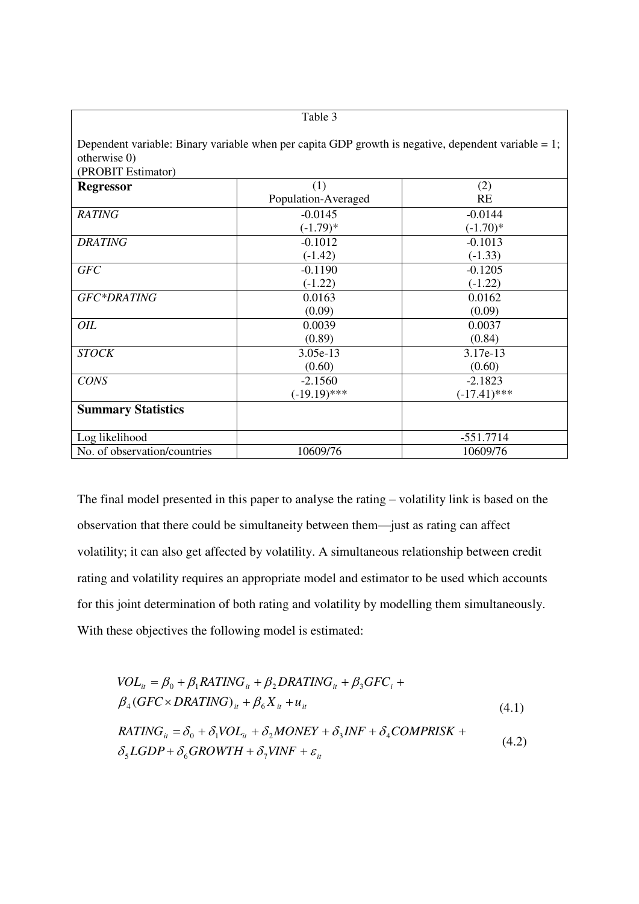Table 3

Dependent variable: Binary variable when per capita GDP growth is negative, dependent variable = 1; otherwise 0)
(PROBIT Estimator)

| **Regressor** | (1) Population-Averaged | (2) RE |
|---|---|---|
| *RATING* | -0.0145 (-1.79)* | -0.0144 (-1.70)* |
| *DRATING* | -0.1012 (-1.42) | -0.1013 (-1.33) |
| *GFC* | -0.1190 (-1.22) | -0.1205 (-1.22) |
| *GFC*DRATING* | 0.0163 (0.09) | 0.0162 (0.09) |
| *OIL* | 0.0039 (0.89) | 0.0037 (0.84) |
| *STOCK* | 3.05e-13 (0.60) | 3.17e-13 (0.60) |
| *CONS* | -2.1560 (-19.19)*** | -2.1823 (-17.41)*** |
| **Summary Statistics** | | |
| Log likelihood | | -551.7714 |
| No. of observation/countries | 10609/76 | 10609/76 |

The final model presented in this paper to analyse the rating – volatility link is based on the observation that there could be simultaneity between them—just as rating can affect volatility; it can also get affected by volatility. A simultaneous relationship between credit rating and volatility requires an appropriate model and estimator to be used which accounts for this joint determination of both rating and volatility by modelling them simultaneously. With these objectives the following model is estimated:

$$VOL_{it} = \beta_0 + \beta_1 RATING_{it} + \beta_2 DRATING_{it} + \beta_3 GFC_i + \beta_4 (GFC \times DRATING)_{it} + \beta_6 X_{it} + u_{it} \quad (4.1)$$

$$RATING_{it} = \delta_0 + \delta_1 VOL_{it} + \delta_2 MONEY + \delta_3 INF + \delta_4 COMPRISK + \delta_5 LGDP + \delta_6 GROWTH + \delta_7 VINF + \varepsilon_{it} \quad (4.2)$$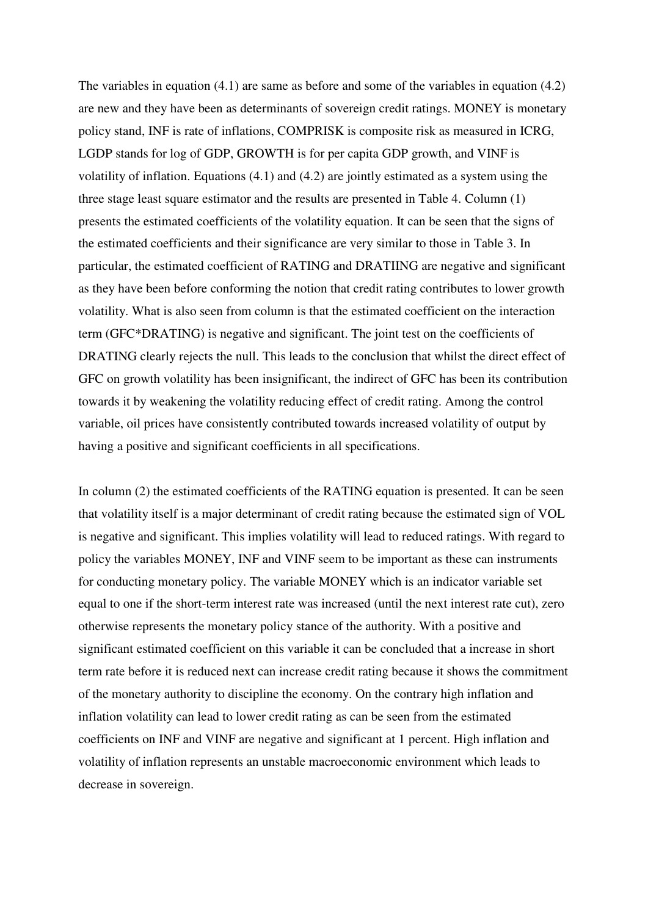The variables in equation (4.1) are same as before and some of the variables in equation (4.2) are new and they have been as determinants of sovereign credit ratings. MONEY is monetary policy stand, INF is rate of inflations, COMPRISK is composite risk as measured in ICRG, LGDP stands for log of GDP, GROWTH is for per capita GDP growth, and VINF is volatility of inflation. Equations (4.1) and (4.2) are jointly estimated as a system using the three stage least square estimator and the results are presented in Table 4. Column (1) presents the estimated coefficients of the volatility equation. It can be seen that the signs of the estimated coefficients and their significance are very similar to those in Table 3. In particular, the estimated coefficient of RATING and DRATIING are negative and significant as they have been before conforming the notion that credit rating contributes to lower growth volatility. What is also seen from column is that the estimated coefficient on the interaction term (GFC*DRATING) is negative and significant. The joint test on the coefficients of DRATING clearly rejects the null. This leads to the conclusion that whilst the direct effect of GFC on growth volatility has been insignificant, the indirect of GFC has been its contribution towards it by weakening the volatility reducing effect of credit rating. Among the control variable, oil prices have consistently contributed towards increased volatility of output by having a positive and significant coefficients in all specifications.

In column (2) the estimated coefficients of the RATING equation is presented. It can be seen that volatility itself is a major determinant of credit rating because the estimated sign of VOL is negative and significant. This implies volatility will lead to reduced ratings. With regard to policy the variables MONEY, INF and VINF seem to be important as these can instruments for conducting monetary policy. The variable MONEY which is an indicator variable set equal to one if the short-term interest rate was increased (until the next interest rate cut), zero otherwise represents the monetary policy stance of the authority. With a positive and significant estimated coefficient on this variable it can be concluded that a increase in short term rate before it is reduced next can increase credit rating because it shows the commitment of the monetary authority to discipline the economy. On the contrary high inflation and inflation volatility can lead to lower credit rating as can be seen from the estimated coefficients on INF and VINF are negative and significant at 1 percent. High inflation and volatility of inflation represents an unstable macroeconomic environment which leads to decrease in sovereign.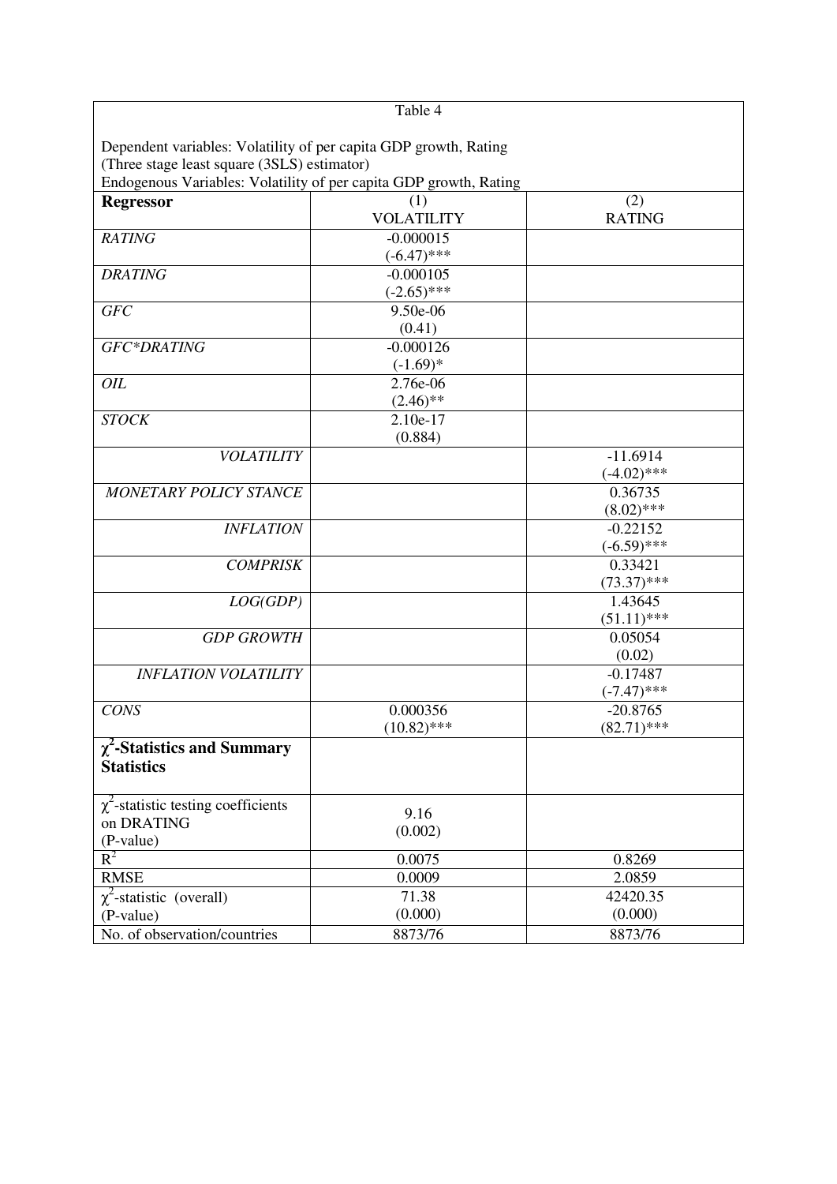Table 4

Dependent variables: Volatility of per capita GDP growth, Rating
(Three stage least square (3SLS) estimator)
Endogenous Variables: Volatility of per capita GDP growth, Rating

| **Regressor** | (1) VOLATILITY | (2) RATING |
|---|---|---|
| *RATING* | -0.000015 (-6.47)*** | |
| *DRATING* | -0.000105 (-2.65)*** | |
| *GFC* | 9.50e-06 (0.41) | |
| *GFC*DRATING* | -0.000126 (-1.69)* | |
| *OIL* | 2.76e-06 (2.46)** | |
| *STOCK* | 2.10e-17 (0.884) | |
| *VOLATILITY* | | -11.6914 (-4.02)*** |
| *MONETARY POLICY STANCE* | | 0.36735 (8.02)*** |
| *INFLATION* | | -0.22152 (-6.59)*** |
| *COMPRISK* | | 0.33421 (73.37)*** |
| *LOG(GDP)* | | 1.43645 (51.11)*** |
| *GDP GROWTH* | | 0.05054 (0.02) |
| *INFLATION VOLATILITY* | | -0.17487 (-7.47)*** |
| *CONS* | 0.000356 (10.82)*** | -20.8765 (82.71)*** |
| **$\chi^2$-Statistics and Summary Statistics** | | |
| $\chi^2$-statistic testing coefficients on DRATING (P-value) | 9.16 (0.002) | |
| $R^2$ | 0.0075 | 0.8269 |
| RMSE | 0.0009 | 2.0859 |
| $\chi^2$-statistic (overall) (P-value) | 71.38 (0.000) | 42420.35 (0.000) |
| No. of observation/countries | 8873/76 | 8873/76 |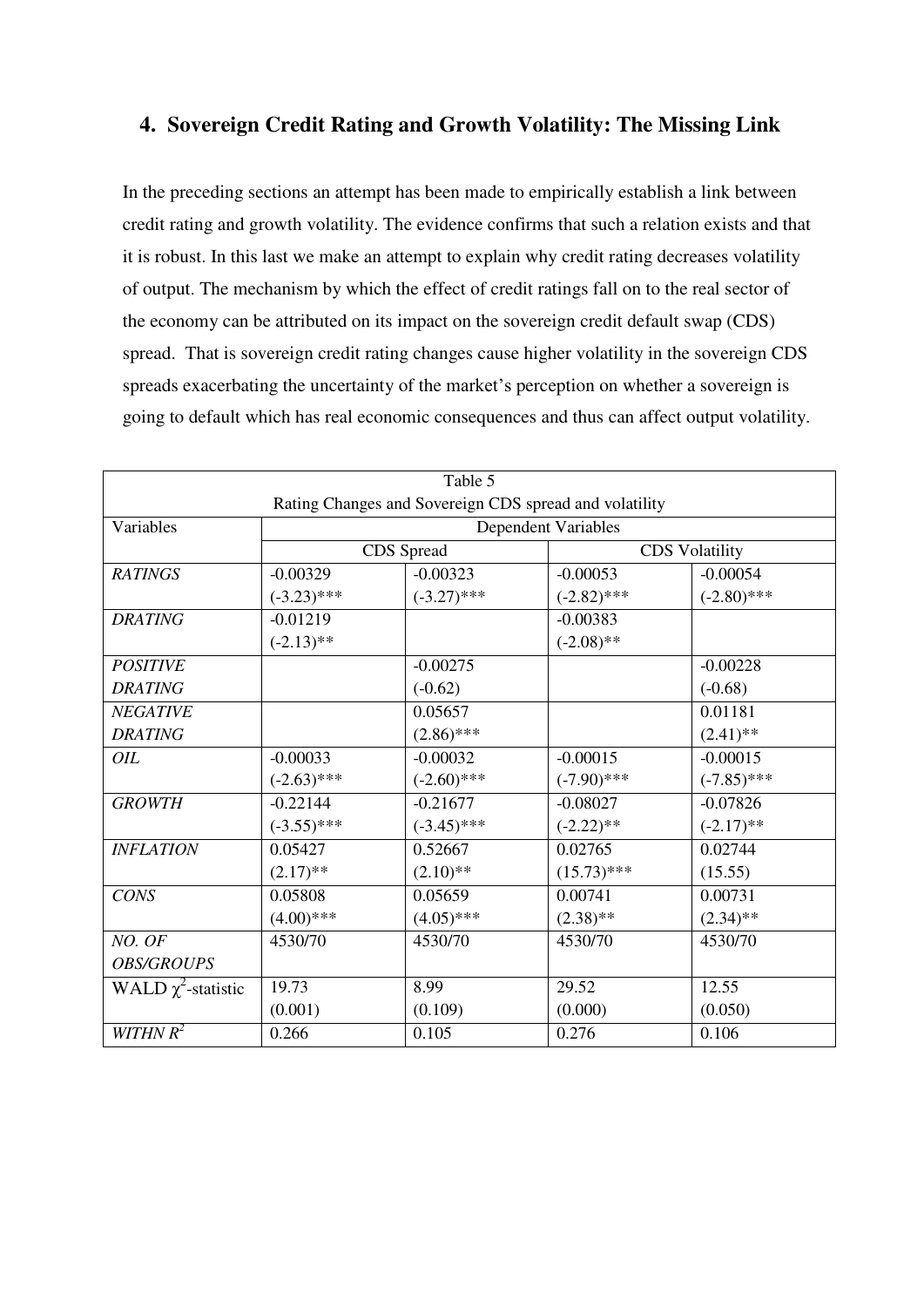## 4. Sovereign Credit Rating and Growth Volatility: The Missing Link

In the preceding sections an attempt has been made to empirically establish a link between credit rating and growth volatility. The evidence confirms that such a relation exists and that it is robust. In this last we make an attempt to explain why credit rating decreases volatility of output. The mechanism by which the effect of credit ratings fall on to the real sector of the economy can be attributed on its impact on the sovereign credit default swap (CDS) spread. That is sovereign credit rating changes cause higher volatility in the sovereign CDS spreads exacerbating the uncertainty of the market's perception on whether a sovereign is going to default which has real economic consequences and thus can affect output volatility.

Table 5

Rating Changes and Sovereign CDS spread and volatility

| Variables | Dependent Variables | | | |
|---|---|---|---|---|
| | CDS Spread | | CDS Volatility | |
| *RATINGS* | -0.00329<br>(-3.23)*** | -0.00323<br>(-3.27)*** | -0.00053<br>(-2.82)*** | -0.00054<br>(-2.80)*** |
| *DRATING* | -0.01219<br>(-2.13)** | | -0.00383<br>(-2.08)** | |
| *POSITIVE DRATING* | | -0.00275<br>(-0.62) | | -0.00228<br>(-0.68) |
| *NEGATIVE DRATING* | | 0.05657<br>(2.86)*** | | 0.01181<br>(2.41)** |
| *OIL* | -0.00033<br>(-2.63)*** | -0.00032<br>(-2.60)*** | -0.00015<br>(-7.90)*** | -0.00015<br>(-7.85)*** |
| *GROWTH* | -0.22144<br>(-3.55)*** | -0.21677<br>(-3.45)*** | -0.08027<br>(-2.22)** | -0.07826<br>(-2.17)** |
| *INFLATION* | 0.05427<br>(2.17)** | 0.52667<br>(2.10)** | 0.02765<br>(15.73)*** | 0.02744<br>(15.55) |
| *CONS* | 0.05808<br>(4.00)*** | 0.05659<br>(4.05)*** | 0.00741<br>(2.38)** | 0.00731<br>(2.34)** |
| *NO. OF OBS/GROUPS* | 4530/70 | 4530/70 | 4530/70 | 4530/70 |
| WALD $\chi^2$-statistic | 19.73<br>(0.001) | 8.99<br>(0.109) | 29.52<br>(0.000) | 12.55<br>(0.050) |
| *WITHN* $R^2$ | 0.266 | 0.105 | 0.276 | 0.106 |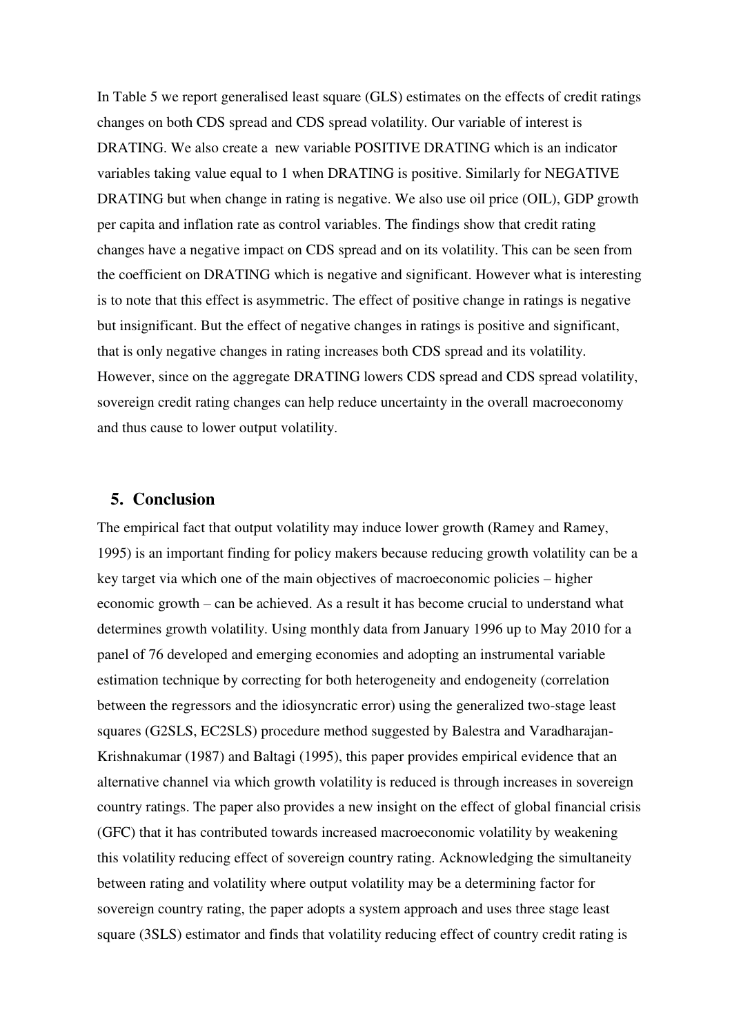In Table 5 we report generalised least square (GLS) estimates on the effects of credit ratings changes on both CDS spread and CDS spread volatility. Our variable of interest is DRATING. We also create a new variable POSITIVE DRATING which is an indicator variables taking value equal to 1 when DRATING is positive. Similarly for NEGATIVE DRATING but when change in rating is negative. We also use oil price (OIL), GDP growth per capita and inflation rate as control variables. The findings show that credit rating changes have a negative impact on CDS spread and on its volatility. This can be seen from the coefficient on DRATING which is negative and significant. However what is interesting is to note that this effect is asymmetric. The effect of positive change in ratings is negative but insignificant. But the effect of negative changes in ratings is positive and significant, that is only negative changes in rating increases both CDS spread and its volatility. However, since on the aggregate DRATING lowers CDS spread and CDS spread volatility, sovereign credit rating changes can help reduce uncertainty in the overall macroeconomy and thus cause to lower output volatility.

## 5. Conclusion

The empirical fact that output volatility may induce lower growth (Ramey and Ramey, 1995) is an important finding for policy makers because reducing growth volatility can be a key target via which one of the main objectives of macroeconomic policies – higher economic growth – can be achieved. As a result it has become crucial to understand what determines growth volatility. Using monthly data from January 1996 up to May 2010 for a panel of 76 developed and emerging economies and adopting an instrumental variable estimation technique by correcting for both heterogeneity and endogeneity (correlation between the regressors and the idiosyncratic error) using the generalized two-stage least squares (G2SLS, EC2SLS) procedure method suggested by Balestra and Varadharajan-Krishnakumar (1987) and Baltagi (1995), this paper provides empirical evidence that an alternative channel via which growth volatility is reduced is through increases in sovereign country ratings. The paper also provides a new insight on the effect of global financial crisis (GFC) that it has contributed towards increased macroeconomic volatility by weakening this volatility reducing effect of sovereign country rating. Acknowledging the simultaneity between rating and volatility where output volatility may be a determining factor for sovereign country rating, the paper adopts a system approach and uses three stage least square (3SLS) estimator and finds that volatility reducing effect of country credit rating is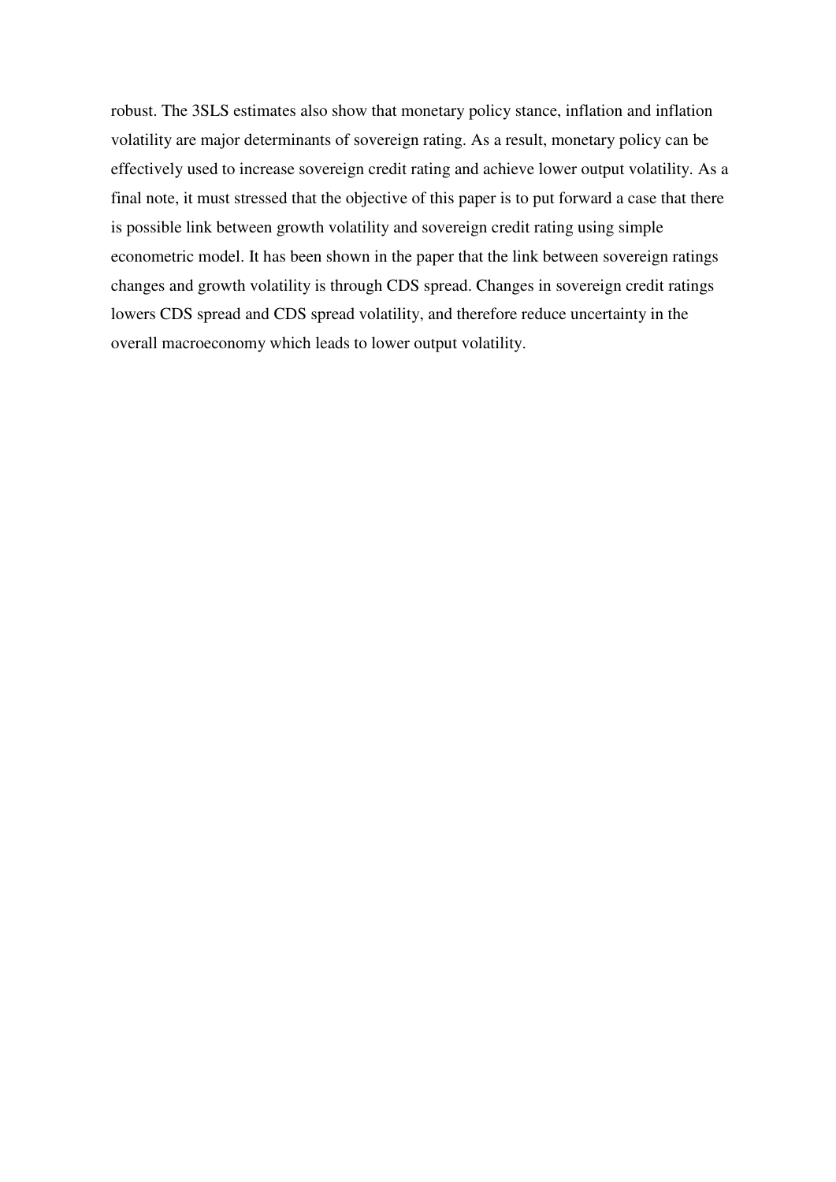robust. The 3SLS estimates also show that monetary policy stance, inflation and inflation volatility are major determinants of sovereign rating. As a result, monetary policy can be effectively used to increase sovereign credit rating and achieve lower output volatility. As a final note, it must stressed that the objective of this paper is to put forward a case that there is possible link between growth volatility and sovereign credit rating using simple econometric model. It has been shown in the paper that the link between sovereign ratings changes and growth volatility is through CDS spread. Changes in sovereign credit ratings lowers CDS spread and CDS spread volatility, and therefore reduce uncertainty in the overall macroeconomy which leads to lower output volatility.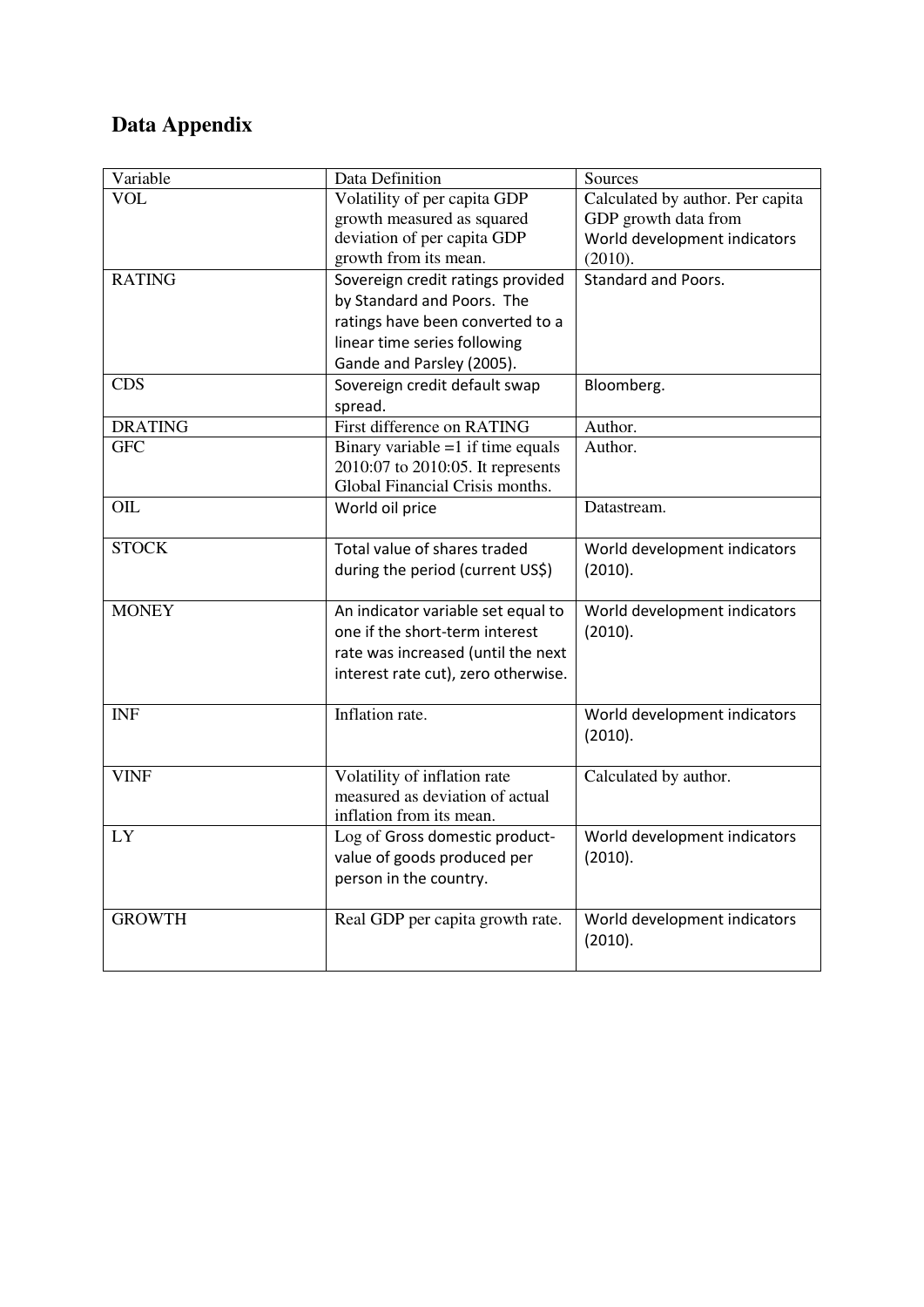## Data Appendix

| Variable | Data Definition | Sources |
|---|---|---|
| VOL | Volatility of per capita GDP growth measured as squared deviation of per capita GDP growth from its mean. | Calculated by author. Per capita GDP growth data from World development indicators (2010). |
| RATING | Sovereign credit ratings provided by Standard and Poors. The ratings have been converted to a linear time series following Gande and Parsley (2005). | Standard and Poors. |
| CDS | Sovereign credit default swap spread. | Bloomberg. |
| DRATING | First difference on RATING | Author. |
| GFC | Binary variable =1 if time equals 2010:07 to 2010:05. It represents Global Financial Crisis months. | Author. |
| OIL | World oil price | Datastream. |
| STOCK | Total value of shares traded during the period (current US$) | World development indicators (2010). |
| MONEY | An indicator variable set equal to one if the short-term interest rate was increased (until the next interest rate cut), zero otherwise. | World development indicators (2010). |
| INF | Inflation rate. | World development indicators (2010). |
| VINF | Volatility of inflation rate measured as deviation of actual inflation from its mean. | Calculated by author. |
| LY | Log of Gross domestic product-value of goods produced per person in the country. | World development indicators (2010). |
| GROWTH | Real GDP per capita growth rate. | World development indicators (2010). |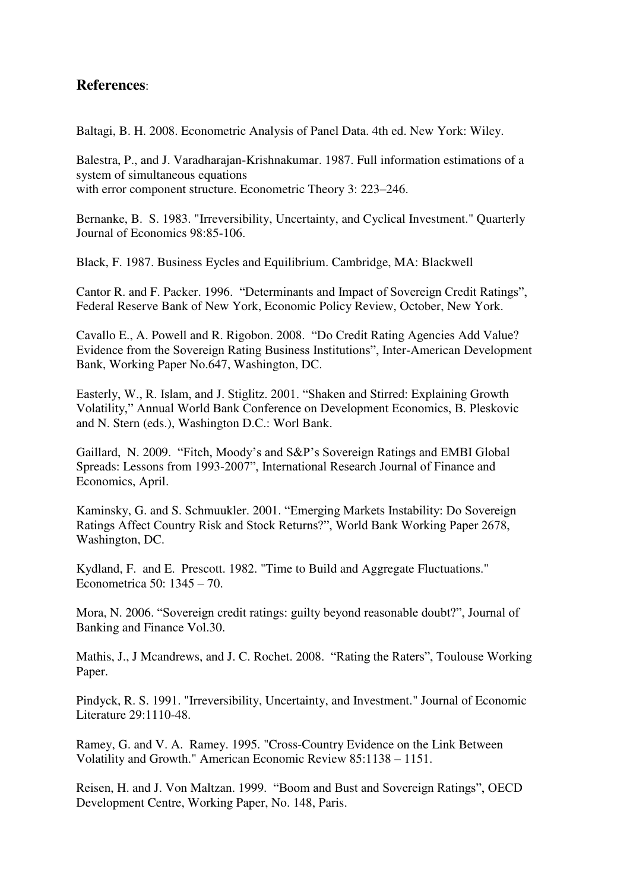## References:

Baltagi, B. H. 2008. Econometric Analysis of Panel Data. 4th ed. New York: Wiley.

Balestra, P., and J. Varadharajan-Krishnakumar. 1987. Full information estimations of a system of simultaneous equations
with error component structure. Econometric Theory 3: 223–246.

Bernanke, B. S. 1983. "Irreversibility, Uncertainty, and Cyclical Investment." Quarterly Journal of Economics 98:85-106.

Black, F. 1987. Business Eycles and Equilibrium. Cambridge, MA: Blackwell

Cantor R. and F. Packer. 1996. "Determinants and Impact of Sovereign Credit Ratings", Federal Reserve Bank of New York, Economic Policy Review, October, New York.

Cavallo E., A. Powell and R. Rigobon. 2008. "Do Credit Rating Agencies Add Value? Evidence from the Sovereign Rating Business Institutions", Inter-American Development Bank, Working Paper No.647, Washington, DC.

Easterly, W., R. Islam, and J. Stiglitz. 2001. "Shaken and Stirred: Explaining Growth Volatility," Annual World Bank Conference on Development Economics, B. Pleskovic and N. Stern (eds.), Washington D.C.: Worl Bank.

Gaillard, N. 2009. "Fitch, Moody's and S&P's Sovereign Ratings and EMBI Global Spreads: Lessons from 1993-2007", International Research Journal of Finance and Economics, April.

Kaminsky, G. and S. Schmuukler. 2001. "Emerging Markets Instability: Do Sovereign Ratings Affect Country Risk and Stock Returns?", World Bank Working Paper 2678, Washington, DC.

Kydland, F. and E. Prescott. 1982. "Time to Build and Aggregate Fluctuations." Econometrica 50: 1345 – 70.

Mora, N. 2006. "Sovereign credit ratings: guilty beyond reasonable doubt?", Journal of Banking and Finance Vol.30.

Mathis, J., J Mcandrews, and J. C. Rochet. 2008. "Rating the Raters", Toulouse Working Paper.

Pindyck, R. S. 1991. "Irreversibility, Uncertainty, and Investment." Journal of Economic Literature 29:1110-48.

Ramey, G. and V. A. Ramey. 1995. "Cross-Country Evidence on the Link Between Volatility and Growth." American Economic Review 85:1138 – 1151.

Reisen, H. and J. Von Maltzan. 1999. "Boom and Bust and Sovereign Ratings", OECD Development Centre, Working Paper, No. 148, Paris.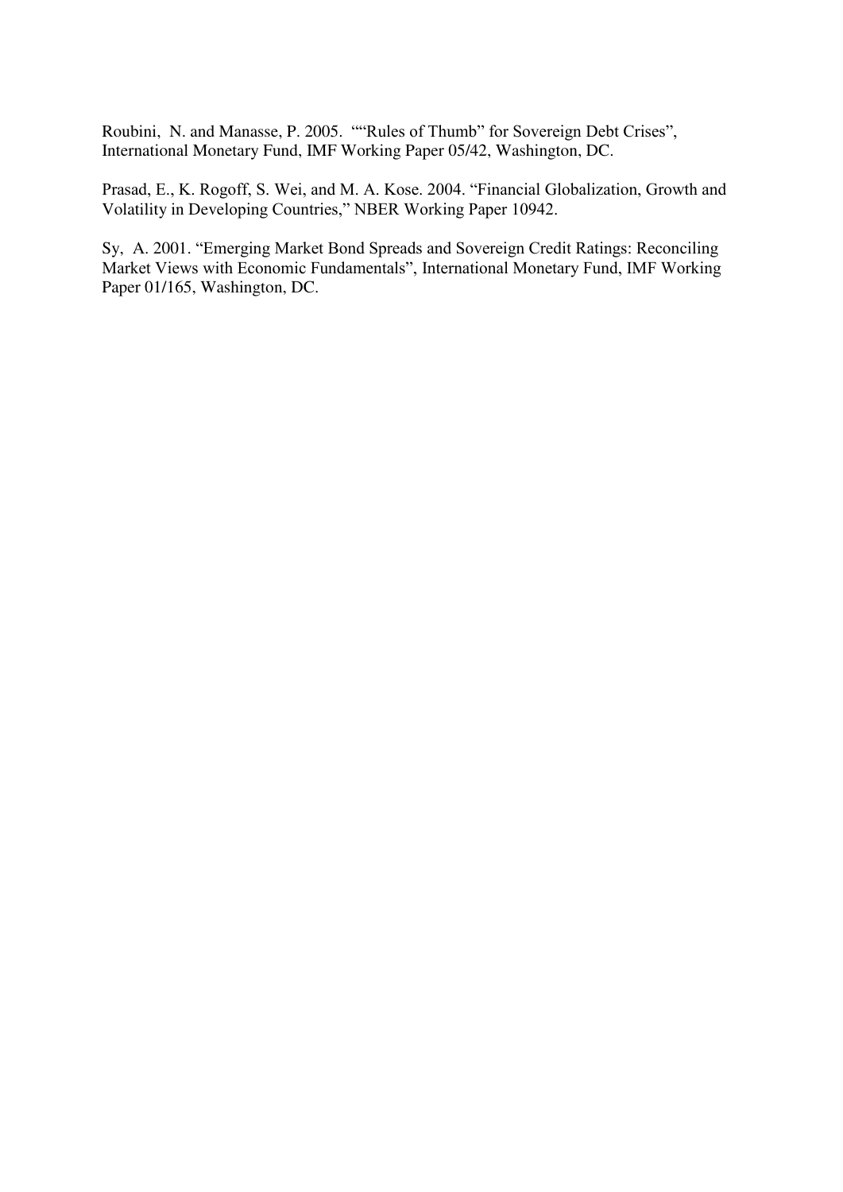Roubini, N. and Manasse, P. 2005. "“Rules of Thumb” for Sovereign Debt Crises", International Monetary Fund, IMF Working Paper 05/42, Washington, DC.

Prasad, E., K. Rogoff, S. Wei, and M. A. Kose. 2004. “Financial Globalization, Growth and Volatility in Developing Countries,” NBER Working Paper 10942.

Sy, A. 2001. “Emerging Market Bond Spreads and Sovereign Credit Ratings: Reconciling Market Views with Economic Fundamentals”, International Monetary Fund, IMF Working Paper 01/165, Washington, DC.